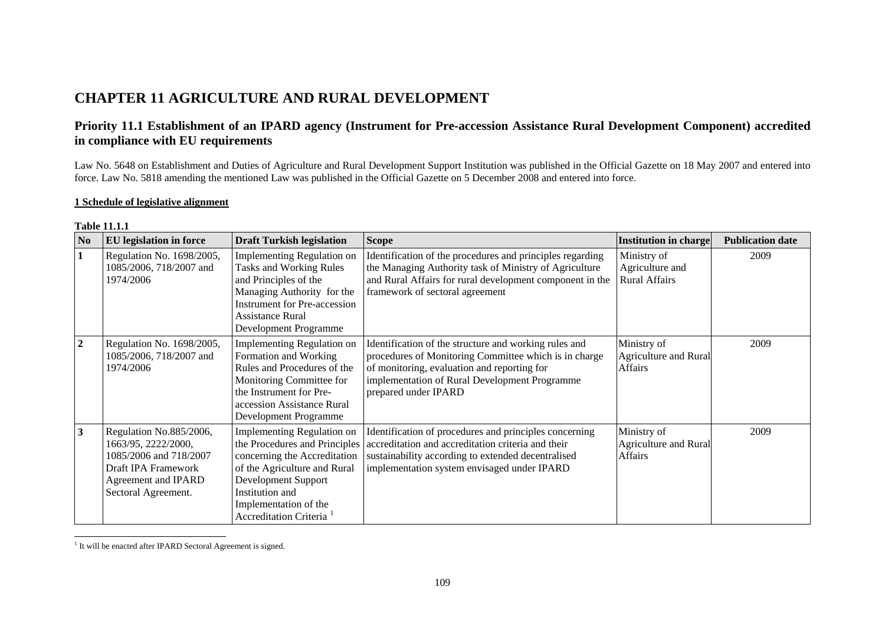# CHAPTER 11 AGRICULTURE AND RURAL DEVELOPMENT

## Priority 11.1 Establishment of an IPARD agency (Instrument for Pre-accession Assistance Rural Development Component) accredited in compliance with EU requirements

Law No. 5648 on Establishment and Duties of Agriculture and Rural Development Support Institution was published in the Official Gazette on 18 May 2007 and entered into force. Law No. 5818 amending the mentioned Law was published in the Official Gazette on 5 December 2008 and entered into force.

**1 Schedule of legislative alignment**

**Table 11.1.1**

| No | EU legislation in force | Draft Turkish legislation | Scope | Institution in charge | Publication date |
|---|---|---|---|---|---|
| 1 | Regulation No. 1698/2005, 1085/2006, 718/2007 and 1974/2006 | Implementing Regulation on Tasks and Working Rules and Principles of the Managing Authority for the Instrument for Pre-accession Assistance Rural Development Programme | Identification of the procedures and principles regarding the Managing Authority task of Ministry of Agriculture and Rural Affairs for rural development component in the framework of sectoral agreement | Ministry of Agriculture and Rural Affairs | 2009 |
| 2 | Regulation No. 1698/2005, 1085/2006, 718/2007 and 1974/2006 | Implementing Regulation on Formation and Working Rules and Procedures of the Monitoring Committee for the Instrument for Pre-accession Assistance Rural Development Programme | Identification of the structure and working rules and procedures of Monitoring Committee which is in charge of monitoring, evaluation and reporting for implementation of Rural Development Programme prepared under IPARD | Ministry of Agriculture and Rural Affairs | 2009 |
| 3 | Regulation No.885/2006, 1663/95, 2222/2000, 1085/2006 and 718/2007 Draft IPA Framework Agreement and IPARD Sectoral Agreement. | Implementing Regulation on the Procedures and Principles concerning the Accreditation of the Agriculture and Rural Development Support Institution and Implementation of the Accreditation Criteria [1] | Identification of procedures and principles concerning accreditation and accreditation criteria and their sustainability according to extended decentralised implementation system envisaged under IPARD | Ministry of Agriculture and Rural Affairs | 2009 |

[1] It will be enacted after IPARD Sectoral Agreement is signed.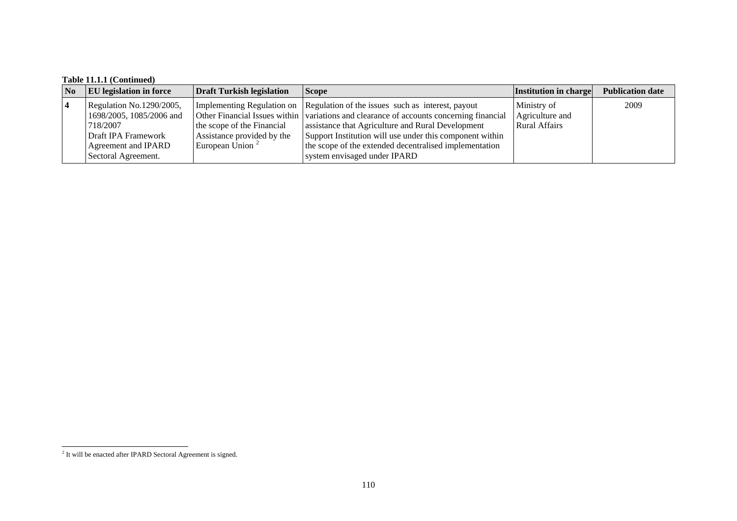**Table 11.1.1 (Continued)**

| No | EU legislation in force | Draft Turkish legislation | Scope | Institution in charge | Publication date |
|---|---|---|---|---|---|
| **4** | Regulation No.1290/2005, 1698/2005, 1085/2006 and 718/2007 Draft IPA Framework Agreement and IPARD Sectoral Agreement. | Implementing Regulation on Other Financial Issues within the scope of the Financial Assistance provided by the European Union [2] | Regulation of the issues such as interest, payout variations and clearance of accounts concerning financial assistance that Agriculture and Rural Development Support Institution will use under this component within the scope of the extended decentralised implementation system envisaged under IPARD | Ministry of Agriculture and Rural Affairs | 2009 |

[2] It will be enacted after IPARD Sectoral Agreement is signed.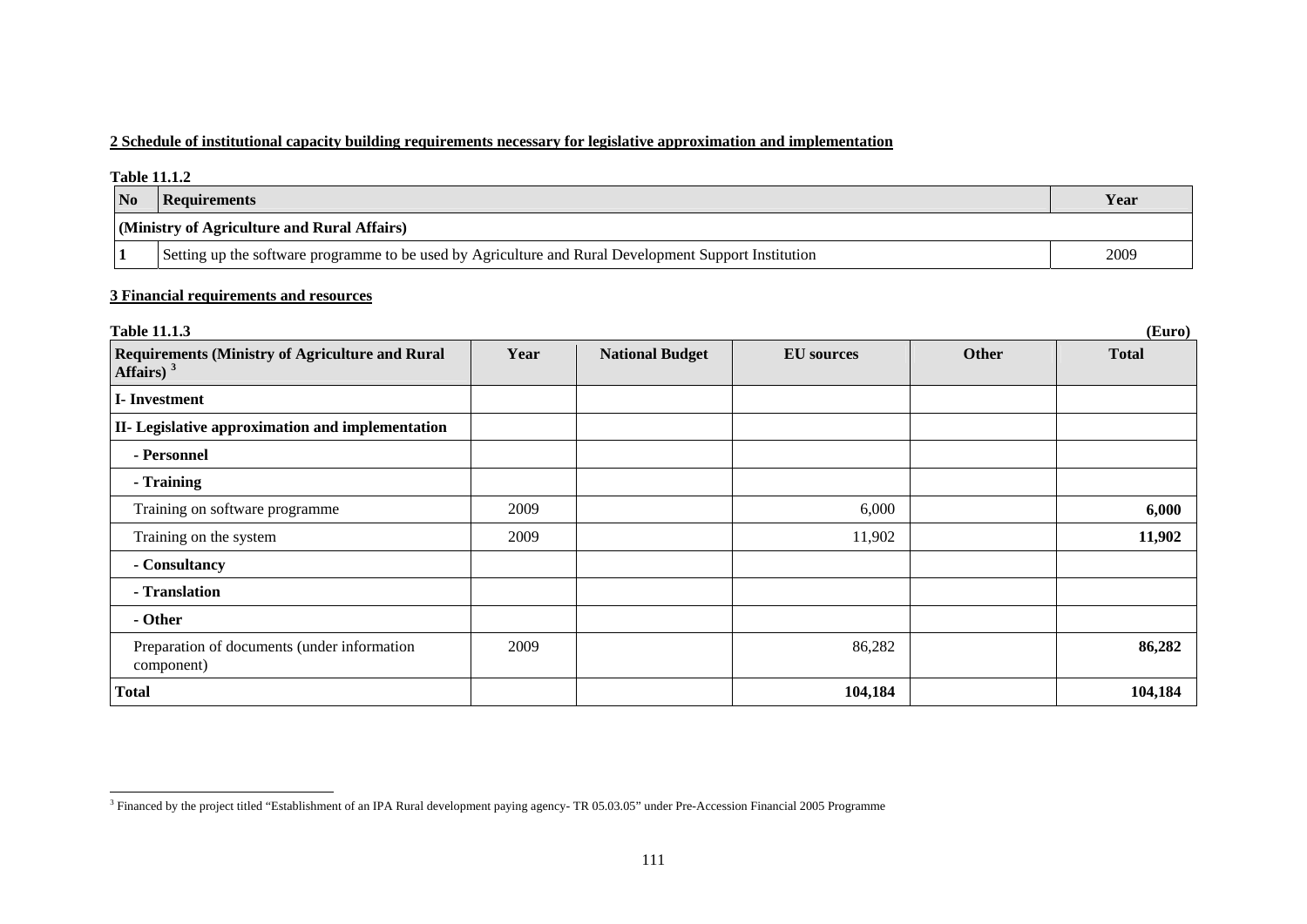**2 Schedule of institutional capacity building requirements necessary for legislative approximation and implementation**

**Table 11.1.2**

| No | Requirements | Year |
|---|---|---|
| **(Ministry of Agriculture and Rural Affairs)** | | |
| **1** | Setting up the software programme to be used by Agriculture and Rural Development Support Institution | 2009 |

**3 Financial requirements and resources**

**Table 11.1.3** **(Euro)**

| Requirements (Ministry of Agriculture and Rural Affairs) [3] | Year | National Budget | EU sources | Other | Total |
|---|---|---|---|---|---|
| **I- Investment** | | | | | |
| **II- Legislative approximation and implementation** | | | | | |
| **- Personnel** | | | | | |
| **- Training** | | | | | |
| Training on software programme | 2009 | | 6,000 | | **6,000** |
| Training on the system | 2009 | | 11,902 | | **11,902** |
| **- Consultancy** | | | | | |
| **- Translation** | | | | | |
| **- Other** | | | | | |
| Preparation of documents (under information component) | 2009 | | 86,282 | | **86,282** |
| **Total** | | | **104,184** | | **104,184** |

[3] Financed by the project titled "Establishment of an IPA Rural development paying agency- TR 05.03.05" under Pre-Accession Financial 2005 Programme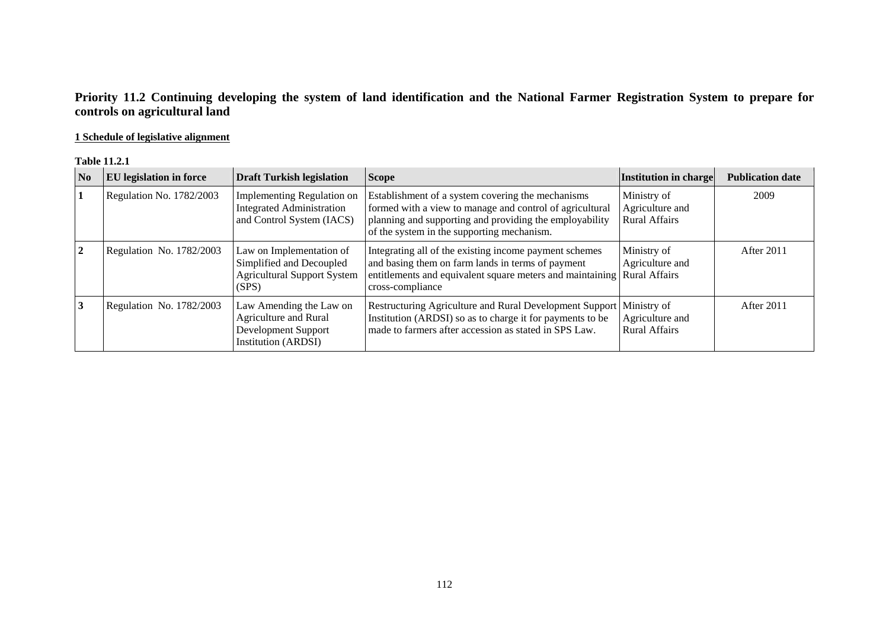## Priority 11.2 Continuing developing the system of land identification and the National Farmer Registration System to prepare for controls on agricultural land

**1 Schedule of legislative alignment**

**Table 11.2.1**

| No | EU legislation in force | Draft Turkish legislation | Scope | Institution in charge | Publication date |
|---|---|---|---|---|---|
| 1 | Regulation No. 1782/2003 | Implementing Regulation on Integrated Administration and Control System (IACS) | Establishment of a system covering the mechanisms formed with a view to manage and control of agricultural planning and supporting and providing the employability of the system in the supporting mechanism. | Ministry of Agriculture and Rural Affairs | 2009 |
| 2 | Regulation No. 1782/2003 | Law on Implementation of Simplified and Decoupled Agricultural Support System (SPS) | Integrating all of the existing income payment schemes and basing them on farm lands in terms of payment entitlements and equivalent square meters and maintaining cross-compliance | Ministry of Agriculture and Rural Affairs | After 2011 |
| 3 | Regulation No. 1782/2003 | Law Amending the Law on Agriculture and Rural Development Support Institution (ARDSI) | Restructuring Agriculture and Rural Development Support Institution (ARDSI) so as to charge it for payments to be made to farmers after accession as stated in SPS Law. | Ministry of Agriculture and Rural Affairs | After 2011 |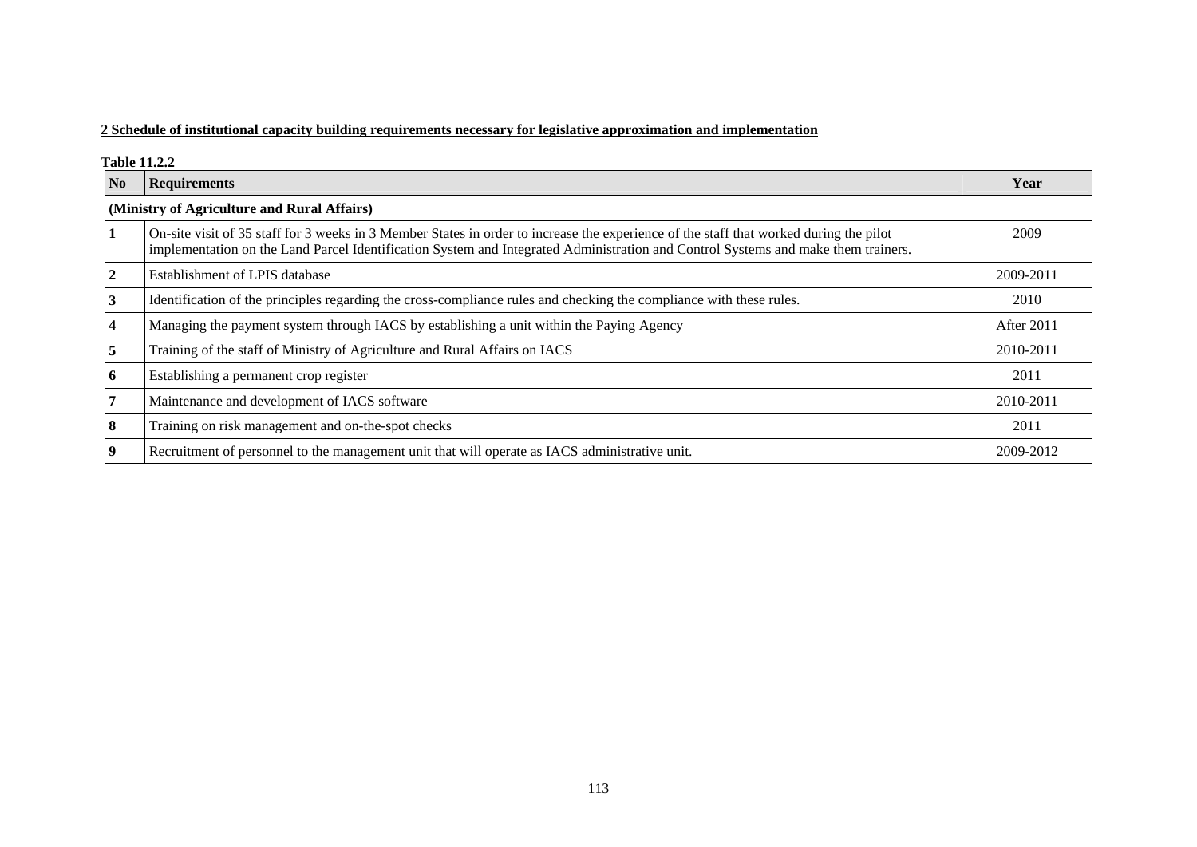**2 Schedule of institutional capacity building requirements necessary for legislative approximation and implementation**

**Table 11.2.2**

| No | Requirements | Year |
|---|---|---|
| **(Ministry of Agriculture and Rural Affairs)** | | |
| **1** | On-site visit of 35 staff for 3 weeks in 3 Member States in order to increase the experience of the staff that worked during the pilot implementation on the Land Parcel Identification System and Integrated Administration and Control Systems and make them trainers. | 2009 |
| **2** | Establishment of LPIS database | 2009-2011 |
| **3** | Identification of the principles regarding the cross-compliance rules and checking the compliance with these rules. | 2010 |
| **4** | Managing the payment system through IACS by establishing a unit within the Paying Agency | After 2011 |
| **5** | Training of the staff of Ministry of Agriculture and Rural Affairs on IACS | 2010-2011 |
| **6** | Establishing a permanent crop register | 2011 |
| **7** | Maintenance and development of IACS software | 2010-2011 |
| **8** | Training on risk management and on-the-spot checks | 2011 |
| **9** | Recruitment of personnel to the management unit that will operate as IACS administrative unit. | 2009-2012 |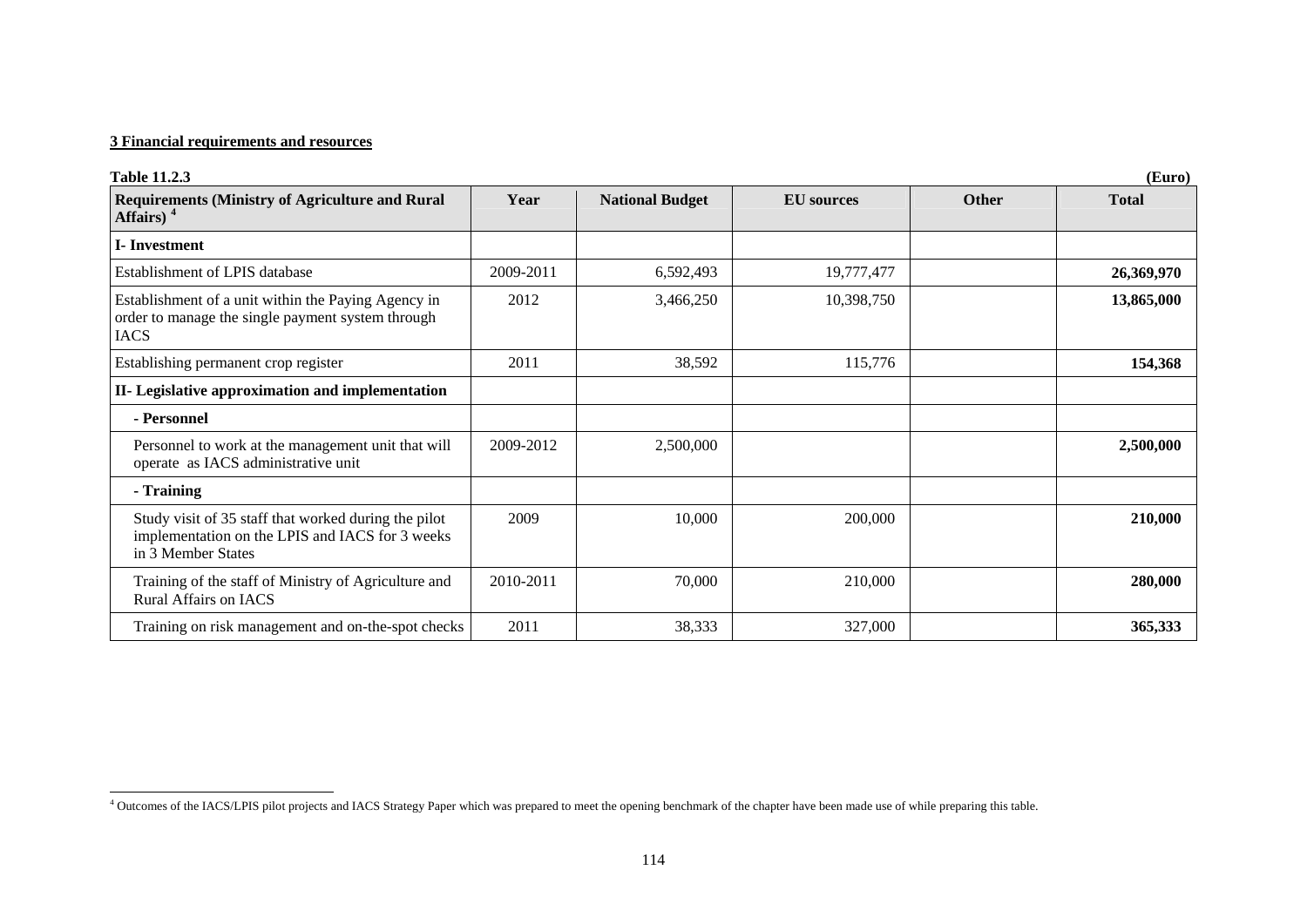**3 Financial requirements and resources**

**Table 11.2.3** **(Euro)**

| Requirements (Ministry of Agriculture and Rural Affairs) [4] | Year | National Budget | EU sources | Other | Total |
|---|---|---|---|---|---|
| **I- Investment** | | | | | |
| Establishment of LPIS database | 2009-2011 | 6,592,493 | 19,777,477 | | **26,369,970** |
| Establishment of a unit within the Paying Agency in order to manage the single payment system through IACS | 2012 | 3,466,250 | 10,398,750 | | **13,865,000** |
| Establishing permanent crop register | 2011 | 38,592 | 115,776 | | **154,368** |
| **II- Legislative approximation and implementation** | | | | | |
| **- Personnel** | | | | | |
| Personnel to work at the management unit that will operate as IACS administrative unit | 2009-2012 | 2,500,000 | | | **2,500,000** |
| **- Training** | | | | | |
| Study visit of 35 staff that worked during the pilot implementation on the LPIS and IACS for 3 weeks in 3 Member States | 2009 | 10,000 | 200,000 | | **210,000** |
| Training of the staff of Ministry of Agriculture and Rural Affairs on IACS | 2010-2011 | 70,000 | 210,000 | | **280,000** |
| Training on risk management and on-the-spot checks | 2011 | 38,333 | 327,000 | | **365,333** |

[4] Outcomes of the IACS/LPIS pilot projects and IACS Strategy Paper which was prepared to meet the opening benchmark of the chapter have been made use of while preparing this table.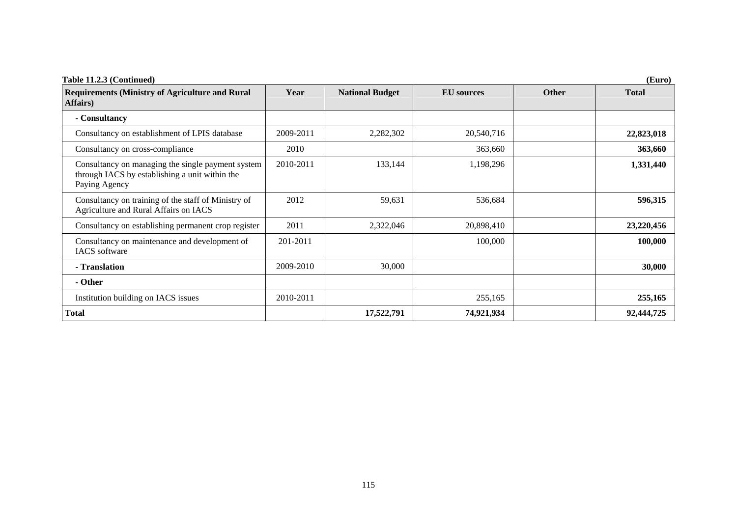**Table 11.2.3 (Continued)** **(Euro)**

| Requirements (Ministry of Agriculture and Rural Affairs) | Year | National Budget | EU sources | Other | Total |
|---|---|---|---|---|---|
| **- Consultancy** | | | | | |
| Consultancy on establishment of LPIS database | 2009-2011 | 2,282,302 | 20,540,716 | | **22,823,018** |
| Consultancy on cross-compliance | 2010 | | 363,660 | | **363,660** |
| Consultancy on managing the single payment system through IACS by establishing a unit within the Paying Agency | 2010-2011 | 133,144 | 1,198,296 | | **1,331,440** |
| Consultancy on training of the staff of Ministry of Agriculture and Rural Affairs on IACS | 2012 | 59,631 | 536,684 | | **596,315** |
| Consultancy on establishing permanent crop register | 2011 | 2,322,046 | 20,898,410 | | **23,220,456** |
| Consultancy on maintenance and development of IACS software | 201-2011 | | 100,000 | | **100,000** |
| **- Translation** | 2009-2010 | 30,000 | | | **30,000** |
| **- Other** | | | | | |
| Institution building on IACS issues | 2010-2011 | | 255,165 | | **255,165** |
| **Total** | | **17,522,791** | **74,921,934** | | **92,444,725** |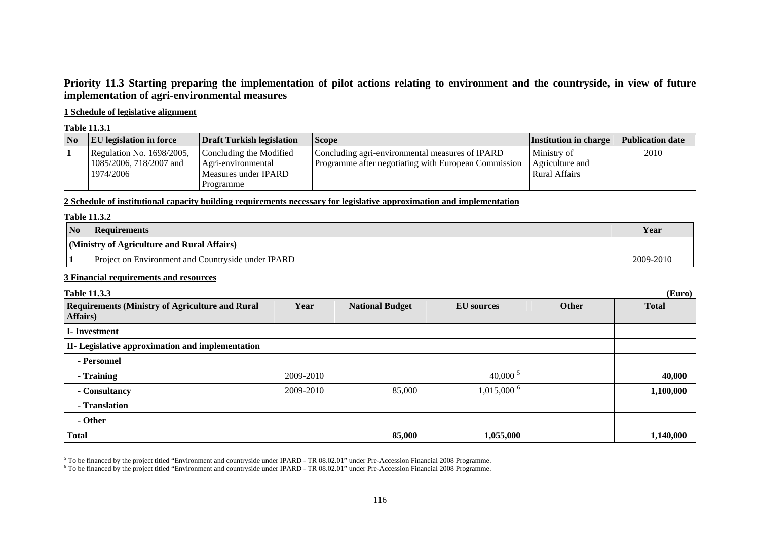**Priority 11.3 Starting preparing the implementation of pilot actions relating to environment and the countryside, in view of future implementation of agri-environmental measures**

**1 Schedule of legislative alignment**

**Table 11.3.1**

| No | EU legislation in force | Draft Turkish legislation | Scope | Institution in charge | Publication date |
|---|---|---|---|---|---|
| 1 | Regulation No. 1698/2005, 1085/2006, 718/2007 and 1974/2006 | Concluding the Modified Agri-environmental Measures under IPARD Programme | Concluding agri-environmental measures of IPARD Programme after negotiating with European Commission | Ministry of Agriculture and Rural Affairs | 2010 |

**2 Schedule of institutional capacity building requirements necessary for legislative approximation and implementation**

**Table 11.3.2**

| No | Requirements | Year |
|---|---|---|
| **(Ministry of Agriculture and Rural Affairs)** | | |
| 1 | Project on Environment and Countryside under IPARD | 2009-2010 |

**3 Financial requirements and resources**

**Table 11.3.3** (Euro)

| Requirements (Ministry of Agriculture and Rural Affairs) | Year | National Budget | EU sources | Other | Total |
|---|---|---|---|---|---|
| **I- Investment** | | | | | |
| **II- Legislative approximation and implementation** | | | | | |
| **- Personnel** | | | | | |
| **- Training** | 2009-2010 | | 40,000 [5] | | **40,000** |
| **- Consultancy** | 2009-2010 | 85,000 | 1,015,000 [6] | | **1,100,000** |
| **- Translation** | | | | | |
| **- Other** | | | | | |
| **Total** | | **85,000** | **1,055,000** | | **1,140,000** |

[5] To be financed by the project titled "Environment and countryside under IPARD - TR 08.02.01" under Pre-Accession Financial 2008 Programme.

[6] To be financed by the project titled "Environment and countryside under IPARD - TR 08.02.01" under Pre-Accession Financial 2008 Programme.